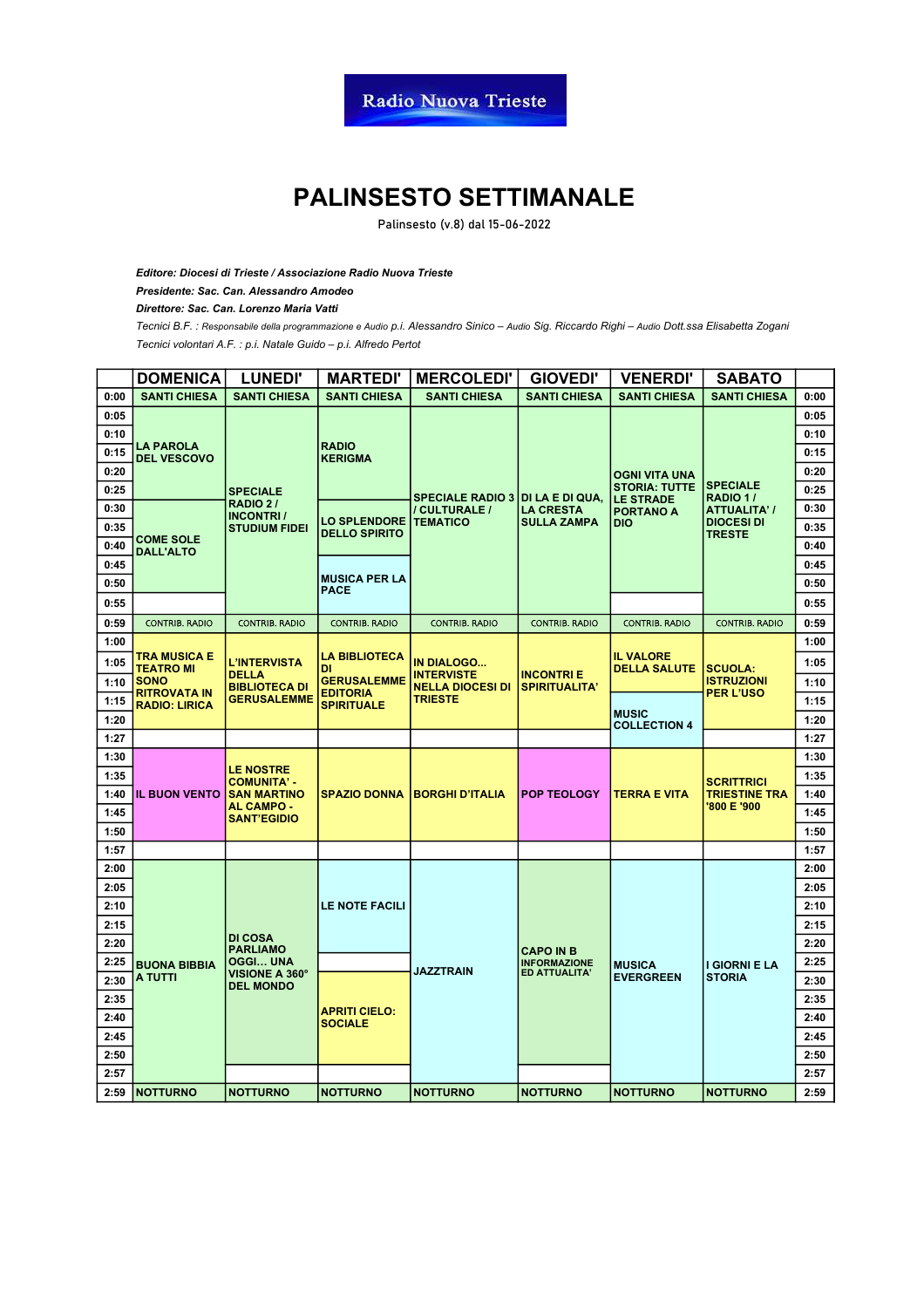Radio Nuova Trieste

# PALINSESTO SETTIMANALE

Palinsesto (v.8) dal 15-06-2022

***Editore: Diocesi di Trieste / Associazione Radio Nuova Trieste***

***Presidente: Sac. Can. Alessandro Amodeo***

***Direttore: Sac. Can. Lorenzo Maria Vatti***

*Tecnici B.F. : Responsabile della programmazione e Audio p.i. Alessandro Sinico – Audio Sig. Riccardo Righi – Audio Dott.ssa Elisabetta Zogani*

*Tecnici volontari A.F. : p.i. Natale Guido – p.i. Alfredo Pertot*

| | DOMENICA | LUNEDI' | MARTEDI' | MERCOLEDI' | GIOVEDI' | VENERDI' | SABATO | |
|---|---|---|---|---|---|---|---|---|
| 0:00 | SANTI CHIESA | SANTI CHIESA | SANTI CHIESA | SANTI CHIESA | SANTI CHIESA | SANTI CHIESA | SANTI CHIESA | 0:00 |
| 0:05 | LA PAROLA DEL VESCOVO | SPECIALE RADIO 2 / INCONTRI / STUDIUM FIDEI | RADIO KERIGMA | SPECIALE RADIO 3 / CULTURALE / TEMATICO | DI LA E DI QUA, LA CRESTA SULLA ZAMPA | OGNI VITA UNA STORIA: TUTTE LE STRADE PORTANO A DIO | SPECIALE RADIO 1 / ATTUALITA' / DIOCESI DI TRESTE | 0:05 |
| 0:10 | | | | | | | | 0:10 |
| 0:15 | | | | | | | | 0:15 |
| 0:20 | | | | | | | | 0:20 |
| 0:25 | | | | | | | | 0:25 |
| 0:30 | COME SOLE DALL'ALTO | | LO SPLENDORE DELLO SPIRITO | | | | | 0:30 |
| 0:35 | | | | | | | | 0:35 |
| 0:40 | | | | | | | | 0:40 |
| 0:45 | | | MUSICA PER LA PACE | | | | | 0:45 |
| 0:50 | | | | | | | | 0:50 |
| 0:55 | | | | | | | | 0:55 |
| 0:59 | CONTRIB. RADIO | CONTRIB. RADIO | CONTRIB. RADIO | CONTRIB. RADIO | CONTRIB. RADIO | CONTRIB. RADIO | CONTRIB. RADIO | 0:59 |
| 1:00 | TRA MUSICA E TEATRO MI SONO RITROVATA IN RADIO: LIRICA | L'INTERVISTA DELLA BIBLIOTECA DI GERUSALEMME | LA BIBLIOTECA DI GERUSALEMME EDITORIA SPIRITUALE | IN DIALOGO... INTERVISTE NELLA DIOCESI DI TRIESTE | INCONTRI E SPIRITUALITA' | IL VALORE DELLA SALUTE | SCUOLA: ISTRUZIONI PER L'USO | 1:00 |
| 1:05 | | | | | | | | 1:05 |
| 1:10 | | | | | | | | 1:10 |
| 1:15 | | | | | | MUSIC COLLECTION 4 | | 1:15 |
| 1:20 | | | | | | | | 1:20 |
| 1:27 | | | | | | | | 1:27 |
| 1:30 | IL BUON VENTO | LE NOSTRE COMUNITA' - SAN MARTINO AL CAMPO - SANT'EGIDIO | SPAZIO DONNA | BORGHI D'ITALIA | POP TEOLOGY | TERRA E VITA | SCRITTRICI TRIESTINE TRA '800 E '900 | 1:30 |
| 1:35 | | | | | | | | 1:35 |
| 1:40 | | | | | | | | 1:40 |
| 1:45 | | | | | | | | 1:45 |
| 1:50 | | | | | | | | 1:50 |
| 1:57 | | | | | | | | 1:57 |
| 2:00 | BUONA BIBBIA A TUTTI | DI COSA PARLIAMO OGGI... UNA VISIONE A 360° DEL MONDO | LE NOTE FACILI | JAZZTRAIN | CAPO IN B INFORMAZIONE ED ATTUALITA' | MUSICA EVERGREEN | I GIORNI E LA STORIA | 2:00 |
| 2:05 | | | | | | | | 2:05 |
| 2:10 | | | | | | | | 2:10 |
| 2:15 | | | | | | | | 2:15 |
| 2:20 | | | | | | | | 2:20 |
| 2:25 | | | | | | | | 2:25 |
| 2:30 | | | APRITI CIELO: SOCIALE | | | | | 2:30 |
| 2:35 | | | | | | | | 2:35 |
| 2:40 | | | | | | | | 2:40 |
| 2:45 | | | | | | | | 2:45 |
| 2:50 | | | | | | | | 2:50 |
| 2:57 | | | | | | | | 2:57 |
| 2:59 | NOTTURNO | NOTTURNO | NOTTURNO | NOTTURNO | NOTTURNO | NOTTURNO | NOTTURNO | 2:59 |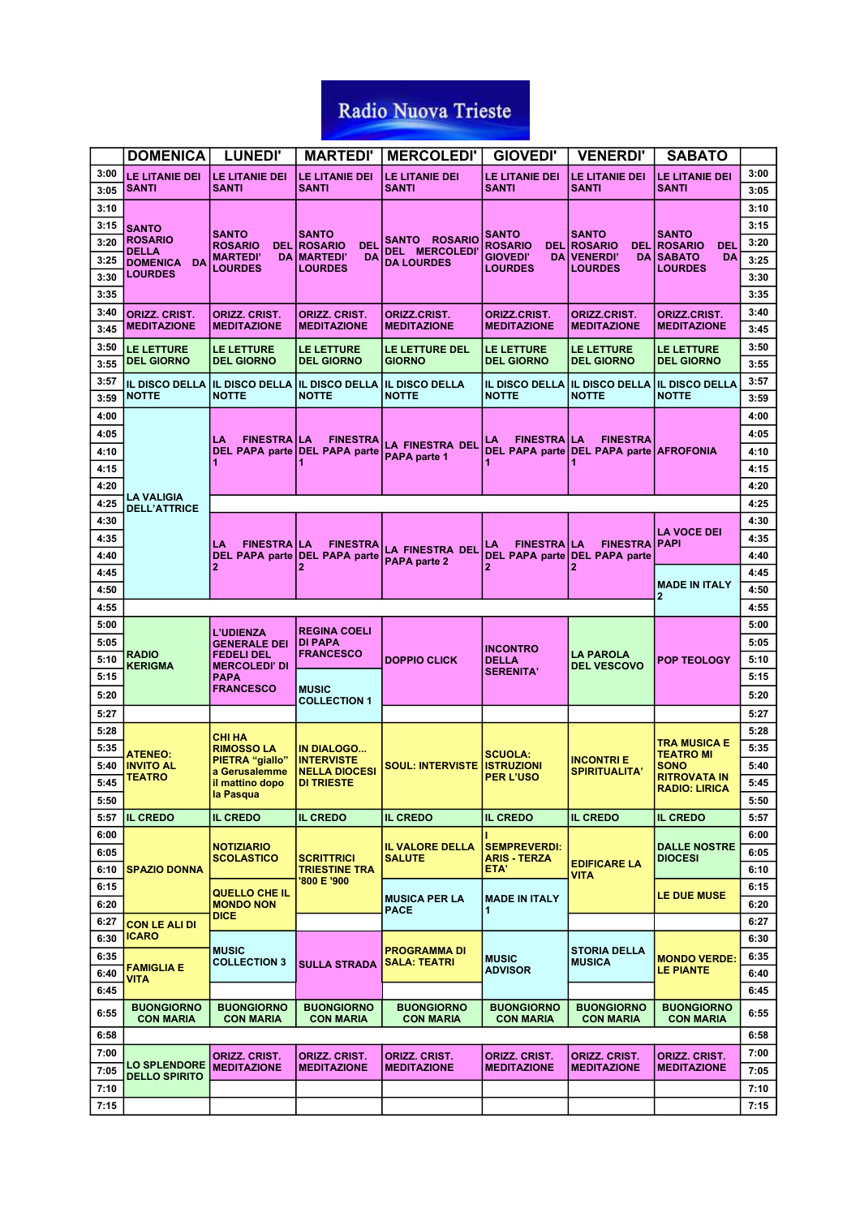# Radio Nuova Trieste

| | DOMENICA | LUNEDI' | MARTEDI' | MERCOLEDI' | GIOVEDI' | VENERDI' | SABATO | |
|---|---|---|---|---|---|---|---|---|
| 3:00 | LE LITANIE DEI SANTI | LE LITANIE DEI SANTI | LE LITANIE DEI SANTI | LE LITANIE DEI SANTI | LE LITANIE DEI SANTI | LE LITANIE DEI SANTI | LE LITANIE DEI SANTI | 3:00 |
| 3:05 | | | | | | | | 3:05 |
| 3:10 | | | | | | | | 3:10 |
| 3:15 | SANTO ROSARIO DELLA DOMENICA DA LOURDES | SANTO ROSARIO DEL MARTEDI' DA LOURDES | SANTO ROSARIO DEL MARTEDI' DA LOURDES | SANTO ROSARIO DEL MERCOLEDI' DA LOURDES | SANTO ROSARIO DEL GIOVEDI' DA LOURDES | SANTO ROSARIO DEL VENERDI' DA LOURDES | SANTO ROSARIO DEL SABATO DA LOURDES | 3:15 |
| 3:20 | | | | | | | | 3:20 |
| 3:25 | | | | | | | | 3:25 |
| 3:30 | | | | | | | | 3:30 |
| 3:35 | | | | | | | | 3:35 |
| 3:40 | ORIZZ. CRIST. MEDITAZIONE | ORIZZ. CRIST. MEDITAZIONE | ORIZZ. CRIST. MEDITAZIONE | ORIZZ.CRIST. MEDITAZIONE | ORIZZ.CRIST. MEDITAZIONE | ORIZZ.CRIST. MEDITAZIONE | ORIZZ.CRIST. MEDITAZIONE | 3:40 |
| 3:45 | | | | | | | | 3:45 |
| 3:50 | LE LETTURE DEL GIORNO | LE LETTURE DEL GIORNO | LE LETTURE DEL GIORNO | LE LETTURE DEL GIORNO | LE LETTURE DEL GIORNO | LE LETTURE DEL GIORNO | LE LETTURE DEL GIORNO | 3:50 |
| 3:55 | | | | | | | | 3:55 |
| 3:57 | IL DISCO DELLA NOTTE | IL DISCO DELLA NOTTE | IL DISCO DELLA NOTTE | IL DISCO DELLA NOTTE | IL DISCO DELLA NOTTE | IL DISCO DELLA NOTTE | IL DISCO DELLA NOTTE | 3:57 |
| 3:59 | | | | | | | | 3:59 |
| 4:00 | LA VALIGIA DELL'ATTRICE | LA FINESTRA DEL PAPA parte 1 | LA FINESTRA DEL PAPA parte 1 | LA FINESTRA DEL PAPA parte 1 | LA FINESTRA DEL PAPA parte 1 | LA FINESTRA DEL PAPA parte 1 | AFROFONIA | 4:00 |
| 4:05 | | | | | | | | 4:05 |
| 4:10 | | | | | | | | 4:10 |
| 4:15 | | | | | | | | 4:15 |
| 4:20 | | | | | | | | 4:20 |
| 4:25 | | | | | | | | 4:25 |
| 4:30 | | LA FINESTRA DEL PAPA parte 2 | LA FINESTRA DEL PAPA parte 2 | LA FINESTRA DEL PAPA parte 2 | LA FINESTRA DEL PAPA parte 2 | LA FINESTRA DEL PAPA parte 2 | LA VOCE DEI PAPI | 4:30 |
| 4:35 | | | | | | | | 4:35 |
| 4:40 | | | | | | | | 4:40 |
| 4:45 | | | | | | | MADE IN ITALY 2 | 4:45 |
| 4:50 | | | | | | | | 4:50 |
| 4:55 | | | | | | | | 4:55 |
| 5:00 | RADIO KERIGMA | L'UDIENZA GENERALE DEI FEDELI DEL MERCOLEDI' DI PAPA FRANCESCO | REGINA COELI DI PAPA FRANCESCO | DOPPIO CLICK | INCONTRO DELLA SERENITA' | LA PAROLA DEL VESCOVO | POP TEOLOGY | 5:00 |
| 5:05 | | | | | | | | 5:05 |
| 5:10 | | | | | | | | 5:10 |
| 5:15 | | | MUSIC COLLECTION 1 | | | | | 5:15 |
| 5:20 | | | | | | | | 5:20 |
| 5:27 | | | | | | | | 5:27 |
| 5:28 | ATENEO: INVITO AL TEATRO | CHI HA RIMOSSO LA PIETRA "giallo" a Gerusalemme il mattino dopo la Pasqua | IN DIALOGO... INTERVISTE NELLA DIOCESI DI TRIESTE | SOUL: INTERVISTE | SCUOLA: ISTRUZIONI PER L'USO | INCONTRI E SPIRITUALITA' | TRA MUSICA E TEATRO MI SONO RITROVATA IN RADIO: LIRICA | 5:28 |
| 5:35 | | | | | | | | 5:35 |
| 5:40 | | | | | | | | 5:40 |
| 5:45 | | | | | | | | 5:45 |
| 5:50 | | | | | | | | 5:50 |
| 5:57 | IL CREDO | IL CREDO | IL CREDO | IL CREDO | IL CREDO | IL CREDO | IL CREDO | 5:57 |
| 6:00 | SPAZIO DONNA | NOTIZIARIO SCOLASTICO | SCRITTRICI TRIESTINE TRA '800 E '900 | IL VALORE DELLA SALUTE | I SEMPREVERDI: ARIS - TERZA ETA' | EDIFICARE LA VITA | DALLE NOSTRE DIOCESI | 6:00 |
| 6:05 | | | | | | | | 6:05 |
| 6:10 | | | | | | | | 6:10 |
| 6:15 | | QUELLO CHE IL MONDO NON DICE | | MUSICA PER LA PACE | MADE IN ITALY 1 | | LE DUE MUSE | 6:15 |
| 6:20 | | | | | | | | 6:20 |
| 6:27 | CON LE ALI DI ICARO | | | | | | | 6:27 |
| 6:30 | | MUSIC COLLECTION 3 | SULLA STRADA | PROGRAMMA DI SALA: TEATRI | MUSIC ADVISOR | STORIA DELLA MUSICA | MONDO VERDE: LE PIANTE | 6:30 |
| 6:35 | FAMIGLIA E VITA | | | | | | | 6:35 |
| 6:40 | | | | | | | | 6:40 |
| 6:45 | | | | | | | | 6:45 |
| 6:55 | BUONGIORNO CON MARIA | BUONGIORNO CON MARIA | BUONGIORNO CON MARIA | BUONGIORNO CON MARIA | BUONGIORNO CON MARIA | BUONGIORNO CON MARIA | BUONGIORNO CON MARIA | 6:55 |
| 6:58 | | | | | | | | 6:58 |
| 7:00 | LO SPLENDORE DELLO SPIRITO | ORIZZ. CRIST. MEDITAZIONE | ORIZZ. CRIST. MEDITAZIONE | ORIZZ. CRIST. MEDITAZIONE | ORIZZ. CRIST. MEDITAZIONE | ORIZZ. CRIST. MEDITAZIONE | ORIZZ. CRIST. MEDITAZIONE | 7:00 |
| 7:05 | | | | | | | | 7:05 |
| 7:10 | | | | | | | | 7:10 |
| 7:15 | | | | | | | | 7:15 |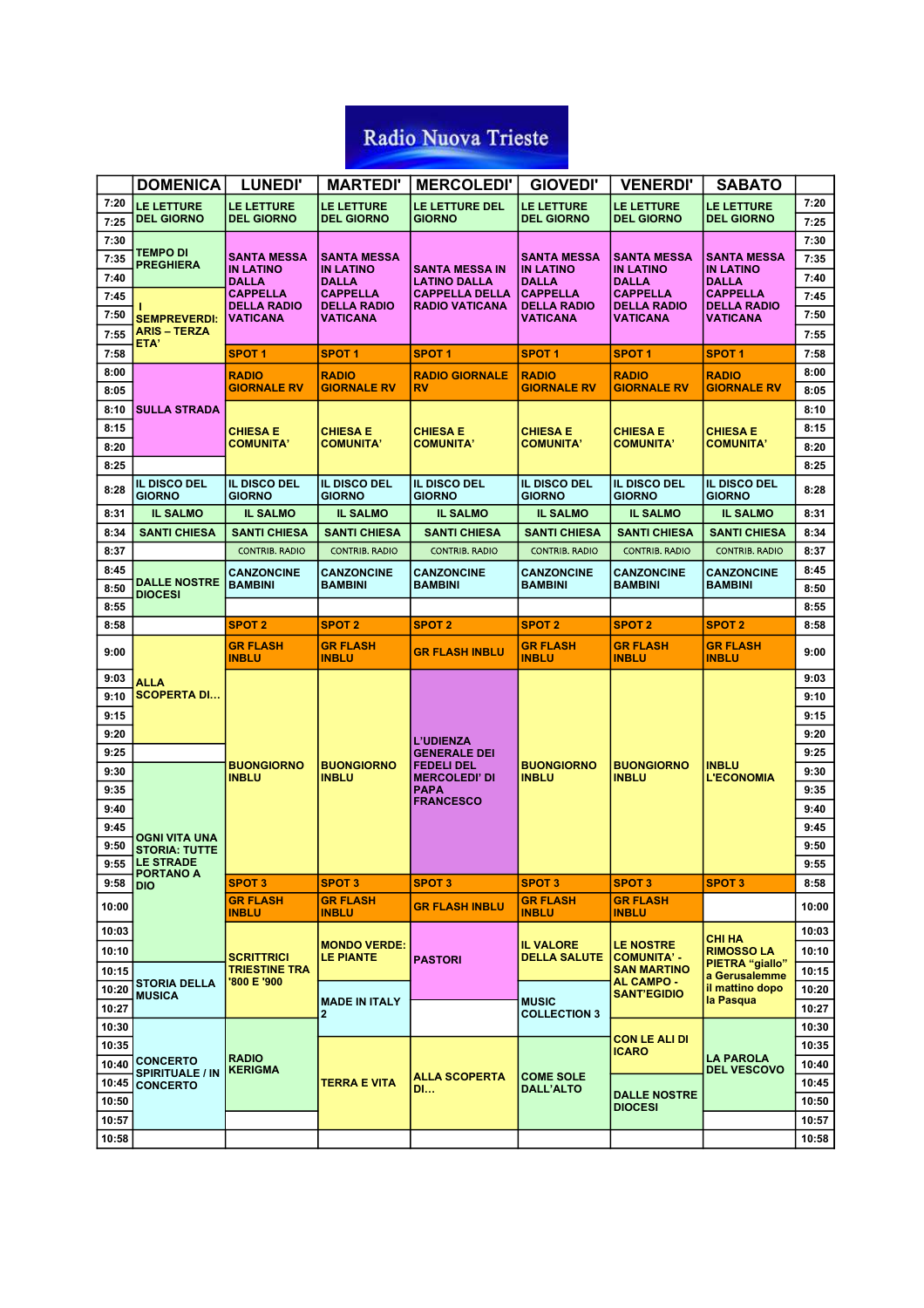# Radio Nuova Trieste

| | DOMENICA | LUNEDI' | MARTEDI' | MERCOLEDI' | GIOVEDI' | VENERDI' | SABATO | |
|---|---|---|---|---|---|---|---|---|
| 7:20 | LE LETTURE DEL GIORNO | LE LETTURE DEL GIORNO | LE LETTURE DEL GIORNO | LE LETTURE DEL GIORNO | LE LETTURE DEL GIORNO | LE LETTURE DEL GIORNO | LE LETTURE DEL GIORNO | 7:20 |
| 7:25 | | | | | | | | 7:25 |
| 7:30 | TEMPO DI PREGHIERA | SANTA MESSA IN LATINO DALLA CAPPELLA DELLA RADIO VATICANA | SANTA MESSA IN LATINO DALLA CAPPELLA DELLA RADIO VATICANA | SANTA MESSA IN LATINO DALLA CAPPELLA DELLA RADIO VATICANA | SANTA MESSA IN LATINO DALLA CAPPELLA DELLA RADIO VATICANA | SANTA MESSA IN LATINO DALLA CAPPELLA DELLA RADIO VATICANA | SANTA MESSA IN LATINO DALLA CAPPELLA DELLA RADIO VATICANA | 7:30 |
| 7:35 | | | | | | | | 7:35 |
| 7:40 | | | | | | | | 7:40 |
| 7:45 | I SEMPREVERDI: ARIS – TERZA ETA' | | | | | | | 7:45 |
| 7:50 | | | | | | | | 7:50 |
| 7:55 | | | | | | | | 7:55 |
| 7:58 | | SPOT 1 | SPOT 1 | SPOT 1 | SPOT 1 | SPOT 1 | SPOT 1 | 7:58 |
| 8:00 | SULLA STRADA | RADIO GIORNALE RV | RADIO GIORNALE RV | RADIO GIORNALE RV | RADIO GIORNALE RV | RADIO GIORNALE RV | RADIO GIORNALE RV | 8:00 |
| 8:05 | | | | | | | | 8:05 |
| 8:10 | | CHIESA E COMUNITA' | CHIESA E COMUNITA' | CHIESA E COMUNITA' | CHIESA E COMUNITA' | CHIESA E COMUNITA' | CHIESA E COMUNITA' | 8:10 |
| 8:15 | | | | | | | | 8:15 |
| 8:20 | | | | | | | | 8:20 |
| 8:25 | | | | | | | | 8:25 |
| 8:28 | IL DISCO DEL GIORNO | IL DISCO DEL GIORNO | IL DISCO DEL GIORNO | IL DISCO DEL GIORNO | IL DISCO DEL GIORNO | IL DISCO DEL GIORNO | IL DISCO DEL GIORNO | 8:28 |
| 8:31 | IL SALMO | IL SALMO | IL SALMO | IL SALMO | IL SALMO | IL SALMO | IL SALMO | 8:31 |
| 8:34 | SANTI CHIESA | SANTI CHIESA | SANTI CHIESA | SANTI CHIESA | SANTI CHIESA | SANTI CHIESA | SANTI CHIESA | 8:34 |
| 8:37 | | CONTRIB. RADIO | CONTRIB. RADIO | CONTRIB. RADIO | CONTRIB. RADIO | CONTRIB. RADIO | CONTRIB. RADIO | 8:37 |
| 8:45 | DALLE NOSTRE DIOCESI | CANZONCINE BAMBINI | CANZONCINE BAMBINI | CANZONCINE BAMBINI | CANZONCINE BAMBINI | CANZONCINE BAMBINI | CANZONCINE BAMBINI | 8:45 |
| 8:50 | | | | | | | | 8:50 |
| 8:55 | | | | | | | | 8:55 |
| 8:58 | | SPOT 2 | SPOT 2 | SPOT 2 | SPOT 2 | SPOT 2 | SPOT 2 | 8:58 |
| 9:00 | ALLA SCOPERTA DI… | GR FLASH INBLU | GR FLASH INBLU | GR FLASH INBLU | GR FLASH INBLU | GR FLASH INBLU | GR FLASH INBLU | 9:00 |
| 9:03 | | BUONGIORNO INBLU | BUONGIORNO INBLU | L'UDIENZA GENERALE DEI FEDELI DEL MERCOLEDI' DI PAPA FRANCESCO | BUONGIORNO INBLU | BUONGIORNO INBLU | INBLU L'ECONOMIA | 9:03 |
| 9:10 | | | | | | | | 9:10 |
| 9:15 | | | | | | | | 9:15 |
| 9:20 | | | | | | | | 9:20 |
| 9:25 | | | | | | | | 9:25 |
| 9:30 | OGNI VITA UNA STORIA: TUTTE LE STRADE PORTANO A DIO | | | | | | | 9:30 |
| 9:35 | | | | | | | | 9:35 |
| 9:40 | | | | | | | | 9:40 |
| 9:45 | | | | | | | | 9:45 |
| 9:50 | | | | | | | | 9:50 |
| 9:55 | | | | | | | | 9:55 |
| 9:58 | | SPOT 3 | SPOT 3 | SPOT 3 | SPOT 3 | SPOT 3 | SPOT 3 | 8:58 |
| 10:00 | | GR FLASH INBLU | GR FLASH INBLU | GR FLASH INBLU | GR FLASH INBLU | GR FLASH INBLU | | 10:00 |
| 10:03 | | SCRITTRICI TRIESTINE TRA '800 E '900 | MONDO VERDE: LE PIANTE | PASTORI | IL VALORE DELLA SALUTE | LE NOSTRE COMUNITA' - SAN MARTINO AL CAMPO - SANT'EGIDIO | CHI HA RIMOSSO LA PIETRA "giallo" a Gerusalemme il mattino dopo la Pasqua | 10:03 |
| 10:10 | | | | | | | | 10:10 |
| 10:15 | STORIA DELLA MUSICA | | | | | | | 10:15 |
| 10:20 | | | MADE IN ITALY 2 | | MUSIC COLLECTION 3 | | | 10:20 |
| 10:27 | | | | | | | | 10:27 |
| 10:30 | CONCERTO SPIRITUALE / IN CONCERTO | RADIO KERIGMA | TERRA E VITA | ALLA SCOPERTA DI… | COME SOLE DALL'ALTO | CON LE ALI DI ICARO | LA PAROLA DEL VESCOVO | 10:30 |
| 10:35 | | | | | | | | 10:35 |
| 10:40 | | | | | | | | 10:40 |
| 10:45 | | | | | | DALLE NOSTRE DIOCESI | | 10:45 |
| 10:50 | | | | | | | | 10:50 |
| 10:57 | | | | | | | | 10:57 |
| 10:58 | | | | | | | | 10:58 |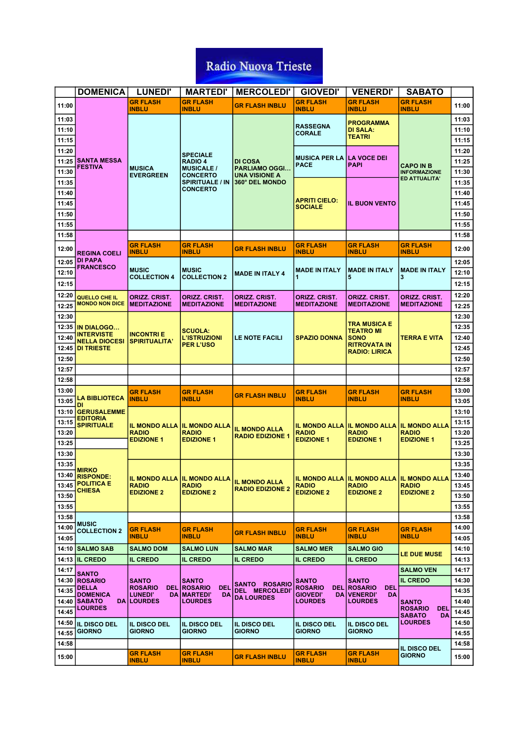# Radio Nuova Trieste

| | DOMENICA | LUNEDI' | MARTEDI' | MERCOLEDI' | GIOVEDI' | VENERDI' | SABATO | |
|---|---|---|---|---|---|---|---|---|
| 11:00 | SANTA MESSA FESTIVA | GR FLASH INBLU | GR FLASH INBLU | GR FLASH INBLU | GR FLASH INBLU | GR FLASH INBLU | GR FLASH INBLU | 11:00 |
| 11:03 | | MUSICA EVERGREEN | SPECIALE RADIO 4 MUSICALE / CONCERTO SPIRITUALE / IN CONCERTO | DI COSA PARLIAMO OGGI… UNA VISIONE A 360° DEL MONDO | RASSEGNA CORALE | PROGRAMMA DI SALA: TEATRI | CAPO IN B INFORMAZIONE ED ATTUALITA' | 11:03 |
| 11:10 | | | | | | | | 11:10 |
| 11:15 | | | | | | | | 11:15 |
| 11:20 | | | | | MUSICA PER LA PACE | LA VOCE DEI PAPI | | 11:20 |
| 11:25 | | | | | | | | 11:25 |
| 11:30 | | | | | | | | 11:30 |
| 11:35 | | | | | APRITI CIELO: SOCIALE | IL BUON VENTO | | 11:35 |
| 11:40 | | | | | | | | 11:40 |
| 11:45 | | | | | | | | 11:45 |
| 11:50 | | | | | | | | 11:50 |
| 11:55 | | | | | | | | 11:55 |
| 11:58 | REGINA COELI DI PAPA FRANCESCO | | | | | | | 11:58 |
| 12:00 | | GR FLASH INBLU | GR FLASH INBLU | GR FLASH INBLU | GR FLASH INBLU | GR FLASH INBLU | GR FLASH INBLU | 12:00 |
| 12:05 | | MUSIC COLLECTION 4 | MUSIC COLLECTION 2 | MADE IN ITALY 4 | MADE IN ITALY 1 | MADE IN ITALY 5 | MADE IN ITALY 3 | 12:05 |
| 12:10 | | | | | | | | 12:10 |
| 12:15 | | | | | | | | 12:15 |
| 12:20 | QUELLO CHE IL MONDO NON DICE | ORIZZ. CRIST. MEDITAZIONE | ORIZZ. CRIST. MEDITAZIONE | ORIZZ. CRIST. MEDITAZIONE | ORIZZ. CRIST. MEDITAZIONE | ORIZZ. CRIST. MEDITAZIONE | ORIZZ. CRIST. MEDITAZIONE | 12:20 |
| 12:25 | | | | | | | | 12:25 |
| 12:30 | IN DIALOGO… INTERVISTE NELLA DIOCESI DI TRIESTE | INCONTRI E SPIRITUALITA' | SCUOLA: L'ISTRUZIONI PER L'USO | LE NOTE FACILI | SPAZIO DONNA | TRA MUSICA E TEATRO MI SONO RITROVATA IN RADIO: LIRICA | TERRA E VITA | 12:30 |
| 12:35 | | | | | | | | 12:35 |
| 12:40 | | | | | | | | 12:40 |
| 12:45 | | | | | | | | 12:45 |
| 12:50 | | | | | | | | 12:50 |
| 12:57 | | | | | | | | 12:57 |
| 12:58 | | | | | | | | 12:58 |
| 13:00 | LA BIBLIOTECA DI GERUSALEMME EDITORIA SPIRITUALE | GR FLASH INBLU | GR FLASH INBLU | GR FLASH INBLU | GR FLASH INBLU | GR FLASH INBLU | GR FLASH INBLU | 13:00 |
| 13:05 | | | | | | | | 13:05 |
| 13:10 | | IL MONDO ALLA RADIO EDIZIONE 1 | IL MONDO ALLA RADIO EDIZIONE 1 | IL MONDO ALLA RADIO EDIZIONE 1 | IL MONDO ALLA RADIO EDIZIONE 1 | IL MONDO ALLA RADIO EDIZIONE 1 | IL MONDO ALLA RADIO EDIZIONE 1 | 13:10 |
| 13:15 | | | | | | | | 13:15 |
| 13:20 | | | | | | | | 13:20 |
| 13:25 | | | | | | | | 13:25 |
| 13:30 | MIRKO RISPONDE: POLITICA E CHIESA | | | | | | | 13:30 |
| 13:35 | | IL MONDO ALLA RADIO EDIZIONE 2 | IL MONDO ALLA RADIO EDIZIONE 2 | IL MONDO ALLA RADIO EDIZIONE 2 | IL MONDO ALLA RADIO EDIZIONE 2 | IL MONDO ALLA RADIO EDIZIONE 2 | IL MONDO ALLA RADIO EDIZIONE 2 | 13:35 |
| 13:40 | | | | | | | | 13:40 |
| 13:45 | | | | | | | | 13:45 |
| 13:50 | | | | | | | | 13:50 |
| 13:55 | | | | | | | | 13:55 |
| 13:58 | MUSIC COLLECTION 2 | | | | | | | 13:58 |
| 14:00 | | GR FLASH INBLU | GR FLASH INBLU | GR FLASH INBLU | GR FLASH INBLU | GR FLASH INBLU | GR FLASH INBLU | 14:00 |
| 14:05 | | | | | | | | 14:05 |
| 14:10 | SALMO SAB | SALMO DOM | SALMO LUN | SALMO MAR | SALMO MER | SALMO GIO | LE DUE MUSE | 14:10 |
| 14:13 | IL CREDO | IL CREDO | IL CREDO | IL CREDO | IL CREDO | IL CREDO | | 14:13 |
| 14:17 | SANTO ROSARIO DELLA DOMENICA DA LOURDES | SANTO ROSARIO DEL LUNEDI' DA LOURDES | SANTO ROSARIO DEL MARTEDI' DA LOURDES | SANTO ROSARIO DEL MERCOLEDI' DA LOURDES | SANTO ROSARIO DEL GIOVEDI' DA LOURDES | SANTO ROSARIO DEL VENERDI' DA LOURDES | SALMO VEN | 14:17 |
| 14:30 | | | | | | | IL CREDO | 14:30 |
| 14:35 | | | | | | | SANTO ROSARIO DEL SABATO DA LOURDES | 14:35 |
| 14:40 | | | | | | | | 14:40 |
| 14:45 | | | | | | | | 14:45 |
| 14:50 | IL DISCO DEL GIORNO | IL DISCO DEL GIORNO | IL DISCO DEL GIORNO | IL DISCO DEL GIORNO | IL DISCO DEL GIORNO | IL DISCO DEL GIORNO | | 14:50 |
| 14:55 | | | | | | | | 14:55 |
| 14:58 | | | | | | | IL DISCO DEL GIORNO | 14:58 |
| 15:00 | | GR FLASH INBLU | GR FLASH INBLU | GR FLASH INBLU | GR FLASH INBLU | GR FLASH INBLU | | 15:00 |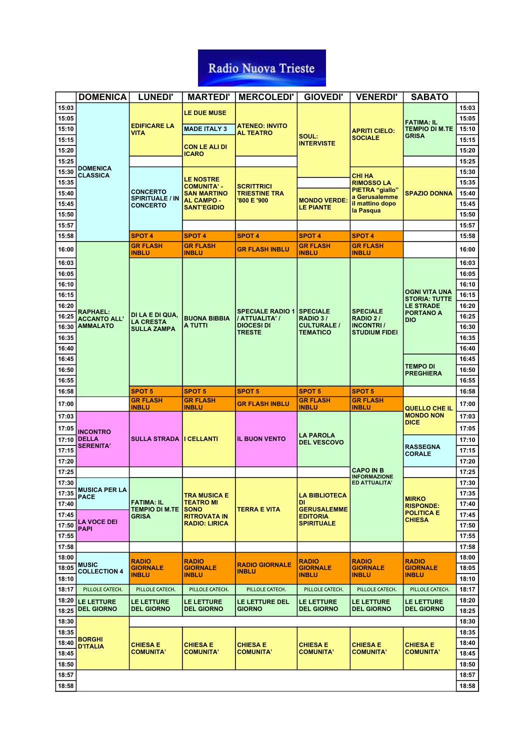# Radio Nuova Trieste

| | DOMENICA | LUNEDI' | MARTEDI' | MERCOLEDI' | GIOVEDI' | VENERDI' | SABATO | |
|---|---|---|---|---|---|---|---|---|
| 15:03 | DOMENICA CLASSICA | EDIFICARE LA VITA | LE DUE MUSE | ATENEO: INVITO AL TEATRO | SOUL: INTERVISTE | APRITI CIELO: SOCIALE | FATIMA: IL TEMPIO DI M.TE GRISA | 15:03 |
| 15:05 | | | | | | | | 15:05 |
| 15:10 | | | MADE ITALY 3 | | | | | 15:10 |
| 15:15 | | | CON LE ALI DI ICARO | | | | | 15:15 |
| 15:20 | | | | | | | | 15:20 |
| 15:25 | | | | | | | | 15:25 |
| 15:30 | | CONCERTO SPIRITUALE / IN CONCERTO | LE NOSTRE COMUNITA' - SAN MARTINO AL CAMPO - SANT'EGIDIO | SCRITTRICI TRIESTINE TRA '800 E '900 | | CHI HA RIMOSSO LA PIETRA "giallo" a Gerusalemme il mattino dopo la Pasqua | SPAZIO DONNA | 15:30 |
| 15:35 | | | | | | | | 15:35 |
| 15:40 | | | | | MONDO VERDE: LE PIANTE | | | 15:40 |
| 15:45 | | | | | | | | 15:45 |
| 15:50 | | | | | | | | 15:50 |
| 15:57 | | | | | | | | 15:57 |
| 15:58 | | SPOT 4 | SPOT 4 | SPOT 4 | SPOT 4 | SPOT 4 | | 15:58 |
| 16:00 | RAPHAEL: ACCANTO ALL' AMMALATO | GR FLASH INBLU | GR FLASH INBLU | GR FLASH INBLU | GR FLASH INBLU | GR FLASH INBLU | | 16:00 |
| 16:03 | | DI LA E DI QUA, LA CRESTA SULLA ZAMPA | BUONA BIBBIA A TUTTI | SPECIALE RADIO 1 / ATTUALITA' / DIOCESI DI TRESTE | SPECIALE RADIO 3 / CULTURALE / TEMATICO | SPECIALE RADIO 2 / INCONTRI / STUDIUM FIDEI | OGNI VITA UNA STORIA: TUTTE LE STRADE PORTANO A DIO | 16:03 |
| 16:05 | | | | | | | | 16:05 |
| 16:10 | | | | | | | | 16:10 |
| 16:15 | | | | | | | | 16:15 |
| 16:20 | | | | | | | | 16:20 |
| 16:25 | | | | | | | | 16:25 |
| 16:30 | | | | | | | | 16:30 |
| 16:35 | | | | | | | | 16:35 |
| 16:40 | | | | | | | | 16:40 |
| 16:45 | | | | | | | TEMPO DI PREGHIERA | 16:45 |
| 16:50 | | | | | | | | 16:50 |
| 16:55 | | | | | | | | 16:55 |
| 16:58 | | SPOT 5 | SPOT 5 | SPOT 5 | SPOT 5 | SPOT 5 | | 16:58 |
| 17:00 | | GR FLASH INBLU | GR FLASH INBLU | GR FLASH INBLU | GR FLASH INBLU | GR FLASH INBLU | QUELLO CHE IL MONDO NON DICE | 17:00 |
| 17:03 | INCONTRO DELLA SERENITA' | SULLA STRADA | I CELLANTI | IL BUON VENTO | LA PAROLA DEL VESCOVO | CAPO IN B INFORMAZIONE ED ATTUALITA' | | 17:03 |
| 17:05 | | | | | | | | 17:05 |
| 17:10 | | | | | | | RASSEGNA CORALE | 17:10 |
| 17:15 | | | | | | | | 17:15 |
| 17:20 | | | | | | | | 17:20 |
| 17:25 | | | | | | | | 17:25 |
| 17:30 | MUSICA PER LA PACE | FATIMA: IL TEMPIO DI M.TE GRISA | TRA MUSICA E TEATRO MI SONO RITROVATA IN RADIO: LIRICA | TERRA E VITA | LA BIBLIOTECA DI GERUSALEMME EDITORIA SPIRITUALE | | MIRKO RISPONDE: POLITICA E CHIESA | 17:30 |
| 17:35 | | | | | | | | 17:35 |
| 17:40 | | | | | | | | 17:40 |
| 17:45 | LA VOCE DEI PAPI | | | | | | | 17:45 |
| 17:50 | | | | | | | | 17:50 |
| 17:55 | | | | | | | | 17:55 |
| 17:58 | | | | | | | | 17:58 |
| 18:00 | MUSIC COLLECTION 4 | RADIO GIORNALE INBLU | RADIO GIORNALE INBLU | RADIO GIORNALE INBLU | RADIO GIORNALE INBLU | RADIO GIORNALE INBLU | RADIO GIORNALE INBLU | 18:00 |
| 18:05 | | | | | | | | 18:05 |
| 18:10 | | | | | | | | 18:10 |
| 18:17 | PILLOLE CATECH. | PILLOLE CATECH. | PILLOLE CATECH. | PILLOLE CATECH. | PILLOLE CATECH. | PILLOLE CATECH. | PILLOLE CATECH. | 18:17 |
| 18:20 | LE LETTURE DEL GIORNO | LE LETTURE DEL GIORNO | LE LETTURE DEL GIORNO | LE LETTURE DEL GIORNO | LE LETTURE DEL GIORNO | LE LETTURE DEL GIORNO | LE LETTURE DEL GIORNO | 18:20 |
| 18:25 | | | | | | | | 18:25 |
| 18:30 | BORGHI D'ITALIA | | | | | | | 18:30 |
| 18:35 | | CHIESA E COMUNITA' | CHIESA E COMUNITA' | CHIESA E COMUNITA' | CHIESA E COMUNITA' | CHIESA E COMUNITA' | CHIESA E COMUNITA' | 18:35 |
| 18:40 | | | | | | | | 18:40 |
| 18:45 | | | | | | | | 18:45 |
| 18:50 | | | | | | | | 18:50 |
| 18:57 | | | | | | | | 18:57 |
| 18:58 | | | | | | | | 18:58 |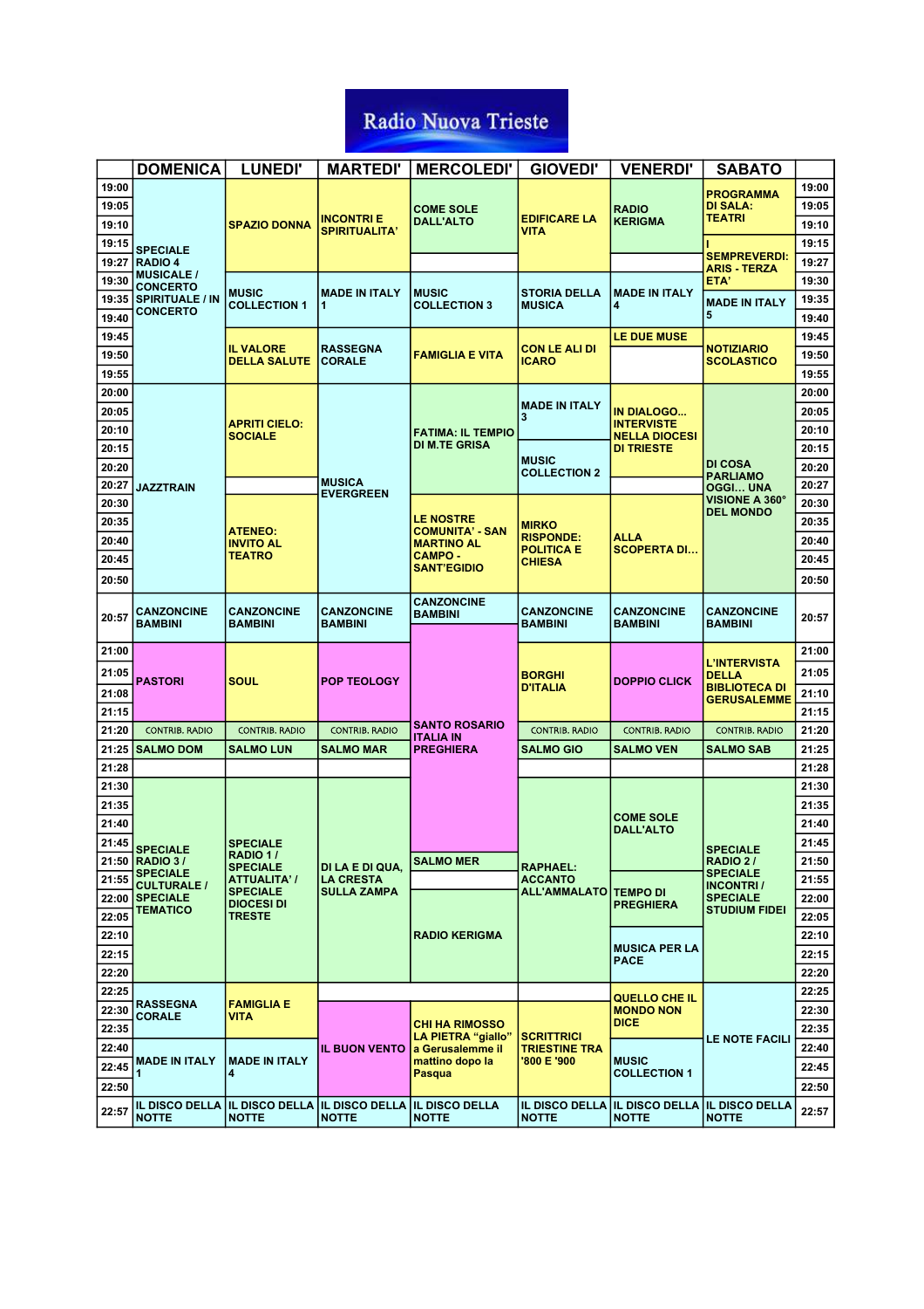# Radio Nuova Trieste

| | DOMENICA | LUNEDI' | MARTEDI' | MERCOLEDI' | GIOVEDI' | VENERDI' | SABATO | |
|---|---|---|---|---|---|---|---|---|
| 19:00 | SPECIALE RADIO 4 MUSICALE / CONCERTO SPIRITUALE / IN CONCERTO | SPAZIO DONNA | INCONTRI E SPIRITUALITA' | COME SOLE DALL'ALTO | EDIFICARE LA VITA | RADIO KERIGMA | PROGRAMMA DI SALA: TEATRI | 19:00 |
| 19:05 | | | | | | | | 19:05 |
| 19:10 | | | | | | | | 19:10 |
| 19:15 | | | | | | | I SEMPREVERDI: ARIS - TERZA ETA' | 19:15 |
| 19:27 | | | | | | | | 19:27 |
| 19:30 | | MUSIC COLLECTION 1 | MADE IN ITALY 1 | MUSIC COLLECTION 3 | STORIA DELLA MUSICA | MADE IN ITALY 4 | | 19:30 |
| 19:35 | | | | | | | MADE IN ITALY 5 | 19:35 |
| 19:40 | | | | | | | | 19:40 |
| 19:45 | | IL VALORE DELLA SALUTE | RASSEGNA CORALE | FAMIGLIA E VITA | CON LE ALI DI ICARO | LE DUE MUSE | NOTIZIARIO SCOLASTICO | 19:45 |
| 19:50 | | | | | | | | 19:50 |
| 19:55 | | | | | | | | 19:55 |
| 20:00 | JAZZTRAIN | APRITI CIELO: SOCIALE | MUSICA EVERGREEN | FATIMA: IL TEMPIO DI M.TE GRISA | MADE IN ITALY 3 | IN DIALOGO... INTERVISTE NELLA DIOCESI DI TRIESTE | DI COSA PARLIAMO OGGI... UNA VISIONE A 360° DEL MONDO | 20:00 |
| 20:05 | | | | | | | | 20:05 |
| 20:10 | | | | | | | | 20:10 |
| 20:15 | | | | | MUSIC COLLECTION 2 | | | 20:15 |
| 20:20 | | | | | | | | 20:20 |
| 20:27 | | | | | | | | 20:27 |
| 20:30 | | ATENEO: INVITO AL TEATRO | | LE NOSTRE COMUNITA' - SAN MARTINO AL CAMPO - SANT'EGIDIO | MIRKO RISPONDE: POLITICA E CHIESA | ALLA SCOPERTA DI... | | 20:30 |
| 20:35 | | | | | | | | 20:35 |
| 20:40 | | | | | | | | 20:40 |
| 20:45 | | | | | | | | 20:45 |
| 20:50 | | | | | | | | 20:50 |
| 20:57 | CANZONCINE BAMBINI | CANZONCINE BAMBINI | CANZONCINE BAMBINI | CANZONCINE BAMBINI | CANZONCINE BAMBINI | CANZONCINE BAMBINI | CANZONCINE BAMBINI | 20:57 |
| 21:00 | PASTORI | SOUL | POP TEOLOGY | SANTO ROSARIO ITALIA IN PREGHIERA | BORGHI D'ITALIA | DOPPIO CLICK | L'INTERVISTA DELLA BIBLIOTECA DI GERUSALEMME | 21:00 |
| 21:05 | | | | | | | | 21:05 |
| 21:08 | | | | | | | | 21:08 |
| 21:15 | | | | | | | | 21:15 |
| 21:20 | CONTRIB. RADIO | CONTRIB. RADIO | CONTRIB. RADIO | | CONTRIB. RADIO | CONTRIB. RADIO | CONTRIB. RADIO | 21:20 |
| 21:25 | SALMO DOM | SALMO LUN | SALMO MAR | | SALMO GIO | SALMO VEN | SALMO SAB | 21:25 |
| 21:28 | | | | | | | | 21:28 |
| 21:30 | SPECIALE RADIO 3 / SPECIALE CULTURALE / SPECIALE TEMATICO | SPECIALE RADIO 1 / SPECIALE ATTUALITA' / SPECIALE DIOCESI DI TRESTE | DI LA E DI QUA, LA CRESTA SULLA ZAMPA | | RAPHAEL: ACCANTO ALL'AMMALATO | COME SOLE DALL'ALTO | SPECIALE RADIO 2 / SPECIALE INCONTRI / SPECIALE STUDIUM FIDEI | 21:30 |
| 21:35 | | | | | | | | 21:35 |
| 21:40 | | | | | | | | 21:40 |
| 21:45 | | | | | | | | 21:45 |
| 21:50 | | | | SALMO MER | | | | 21:50 |
| 21:55 | | | | | | TEMPO DI PREGHIERA | | 21:55 |
| 22:00 | | | | RADIO KERIGMA | | | | 22:00 |
| 22:05 | | | | | | | | 22:05 |
| 22:10 | | | | | | MUSICA PER LA PACE | | 22:10 |
| 22:15 | | | | | | | | 22:15 |
| 22:20 | | | | | | | | 22:20 |
| 22:25 | RASSEGNA CORALE | FAMIGLIA E VITA | | | | QUELLO CHE IL MONDO NON DICE | LE NOTE FACILI | 22:25 |
| 22:30 | | | IL BUON VENTO | CHI HA RIMOSSO LA PIETRA "giallo" a Gerusalemme il mattino dopo la Pasqua | SCRITTRICI TRIESTINE TRA '800 E '900 | | | 22:30 |
| 22:35 | | | | | | | | 22:35 |
| 22:40 | MADE IN ITALY 1 | MADE IN ITALY 4 | | | | MUSIC COLLECTION 1 | | 22:40 |
| 22:45 | | | | | | | | 22:45 |
| 22:50 | | | | | | | | 22:50 |
| 22:57 | IL DISCO DELLA NOTTE | IL DISCO DELLA NOTTE | IL DISCO DELLA NOTTE | IL DISCO DELLA NOTTE | IL DISCO DELLA NOTTE | IL DISCO DELLA NOTTE | IL DISCO DELLA NOTTE | 22:57 |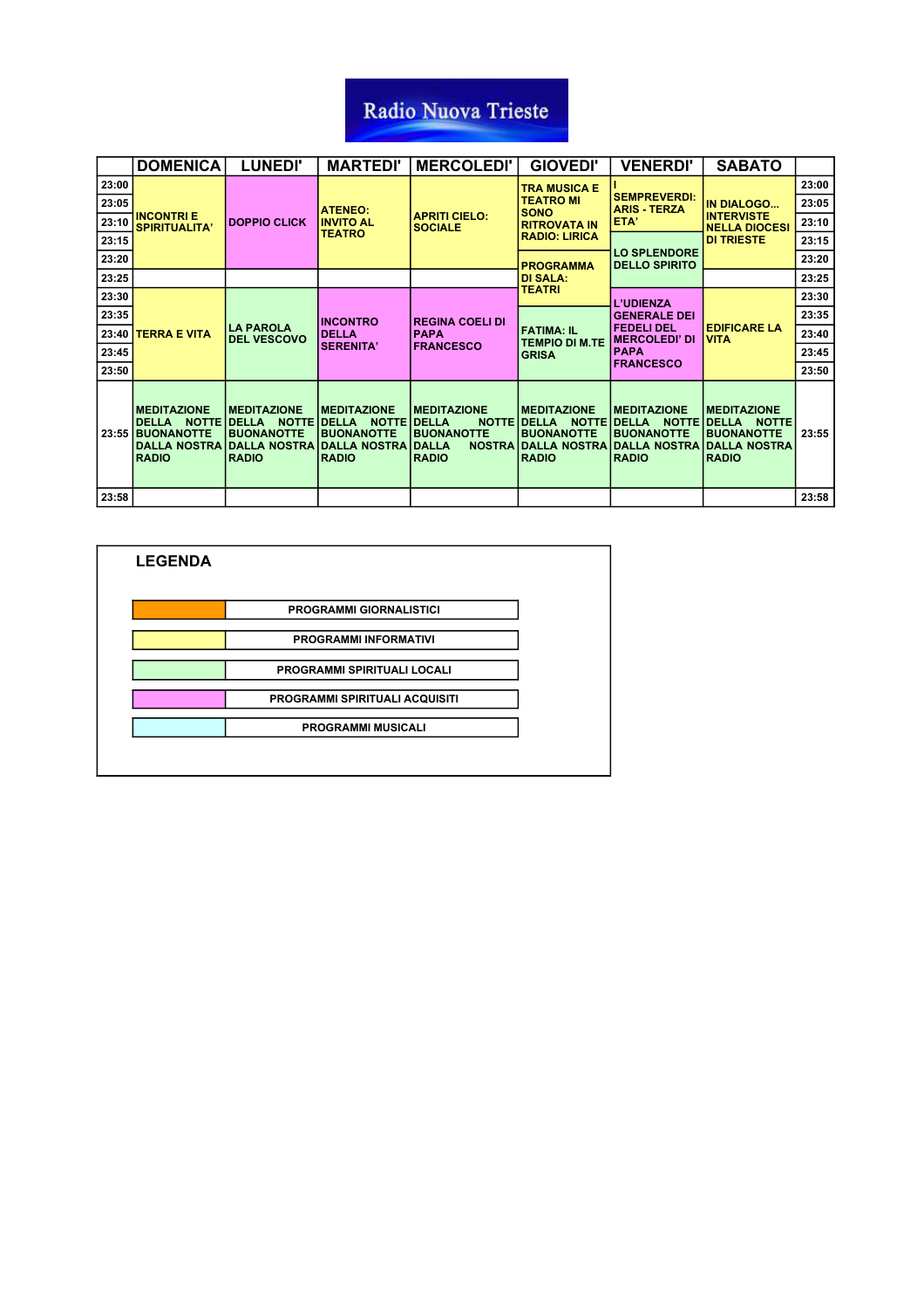# Radio Nuova Trieste

| | DOMENICA | LUNEDI' | MARTEDI' | MERCOLEDI' | GIOVEDI' | VENERDI' | SABATO | |
|---|---|---|---|---|---|---|---|---|
| 23:00 | INCONTRI E SPIRITUALITA' | DOPPIO CLICK | ATENEO: INVITO AL TEATRO | APRITI CIELO: SOCIALE | TRA MUSICA E TEATRO MI SONO RITROVATA IN RADIO: LIRICA | I SEMPREVERDI: ARIS - TERZA ETA' | IN DIALOGO... INTERVISTE NELLA DIOCESI DI TRIESTE | 23:00 |
| 23:05 | | | | | | | | 23:05 |
| 23:10 | | | | | | | | 23:10 |
| 23:15 | | | | | | LO SPLENDORE DELLO SPIRITO | | 23:15 |
| 23:20 | | | | | PROGRAMMA DI SALA: TEATRI | | | 23:20 |
| 23:25 | | | | | | | | 23:25 |
| 23:30 | TERRA E VITA | LA PAROLA DEL VESCOVO | INCONTRO DELLA SERENITA' | REGINA COELI DI PAPA FRANCESCO | | L'UDIENZA GENERALE DEI FEDELI DEL MERCOLEDI' DI PAPA FRANCESCO | EDIFICARE LA VITA | 23:30 |
| 23:35 | | | | | FATIMA: IL TEMPIO DI M.TE GRISA | | | 23:35 |
| 23:40 | | | | | | | | 23:40 |
| 23:45 | | | | | | | | 23:45 |
| 23:50 | | | | | | | | 23:50 |
| 23:55 | MEDITAZIONE DELLA NOTTE BUONANOTTE DALLA NOSTRA RADIO | MEDITAZIONE DELLA NOTTE BUONANOTTE DALLA NOSTRA RADIO | MEDITAZIONE DELLA NOTTE BUONANOTTE DALLA NOSTRA RADIO | MEDITAZIONE DELLA NOTTE BUONANOTTE DALLA NOSTRA RADIO | MEDITAZIONE DELLA NOTTE BUONANOTTE DALLA NOSTRA RADIO | MEDITAZIONE DELLA NOTTE BUONANOTTE DALLA NOSTRA RADIO | MEDITAZIONE DELLA NOTTE BUONANOTTE DALLA NOSTRA RADIO | 23:55 |
| 23:58 | | | | | | | | 23:58 |

## LEGENDA

- PROGRAMMI GIORNALISTICI
- PROGRAMMI INFORMATIVI
- PROGRAMMI SPIRITUALI LOCALI
- PROGRAMMI SPIRITUALI ACQUISITI
- PROGRAMMI MUSICALI